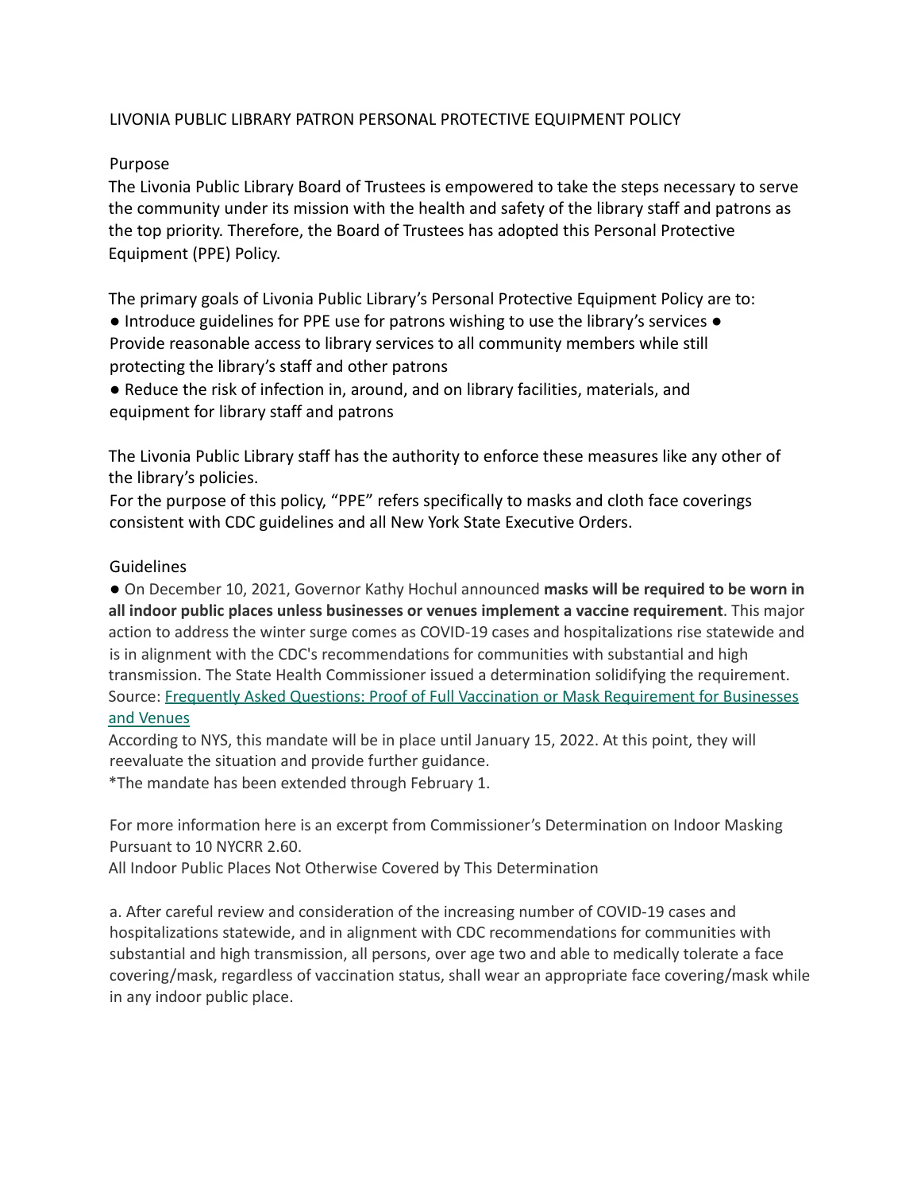# LIVONIA PUBLIC LIBRARY PATRON PERSONAL PROTECTIVE EQUIPMENT POLICY

## Purpose

The Livonia Public Library Board of Trustees is empowered to take the steps necessary to serve the community under its mission with the health and safety of the library staff and patrons as the top priority. Therefore, the Board of Trustees has adopted this Personal Protective Equipment (PPE) Policy.

The primary goals of Livonia Public Library's Personal Protective Equipment Policy are to:

- Introduce guidelines for PPE use for patrons wishing to use the library's services
- Provide reasonable access to library services to all community members while still protecting the library's staff and other patrons
- Reduce the risk of infection in, around, and on library facilities, materials, and equipment for library staff and patrons

The Livonia Public Library staff has the authority to enforce these measures like any other of the library's policies.

For the purpose of this policy, "PPE" refers specifically to masks and cloth face coverings consistent with CDC guidelines and all New York State Executive Orders.

## Guidelines

- On December 10, 2021, Governor Kathy Hochul announced **masks will be required to be worn in all indoor public places unless businesses or venues implement a vaccine requirement**. This major action to address the winter surge comes as COVID-19 cases and hospitalizations rise statewide and is in alignment with the CDC's recommendations for communities with substantial and high transmission. The State Health Commissioner issued a determination solidifying the requirement. Source: [Frequently Asked Questions: Proof of Full Vaccination or Mask Requirement for Businesses and Venues]()

According to NYS, this mandate will be in place until January 15, 2022. At this point, they will reevaluate the situation and provide further guidance.

*The mandate has been extended through February 1.

For more information here is an excerpt from Commissioner's Determination on Indoor Masking Pursuant to 10 NYCRR 2.60.

All Indoor Public Places Not Otherwise Covered by This Determination

a. After careful review and consideration of the increasing number of COVID-19 cases and hospitalizations statewide, and in alignment with CDC recommendations for communities with substantial and high transmission, all persons, over age two and able to medically tolerate a face covering/mask, regardless of vaccination status, shall wear an appropriate face covering/mask while in any indoor public place.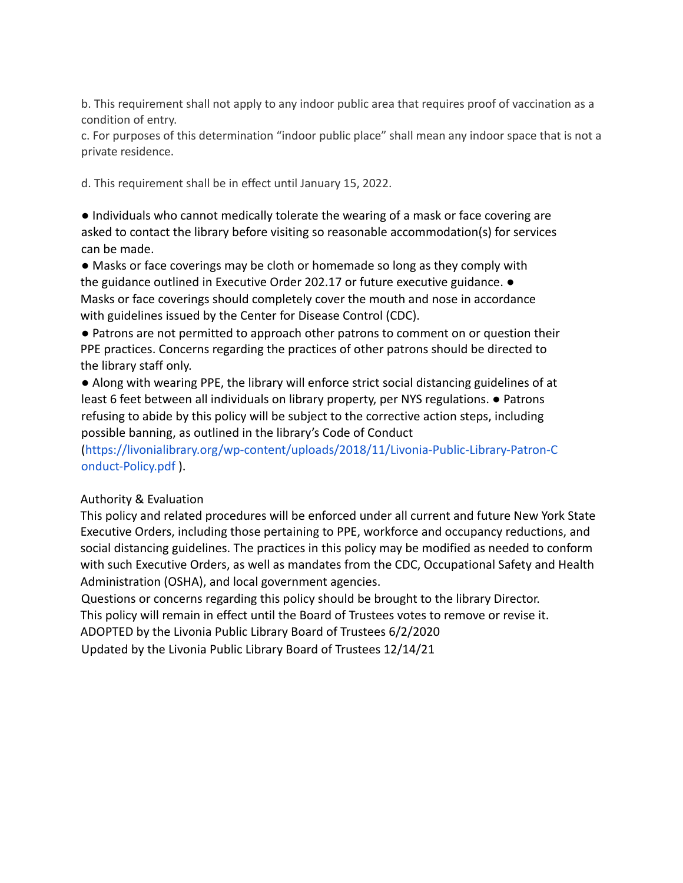b. This requirement shall not apply to any indoor public area that requires proof of vaccination as a condition of entry.

c. For purposes of this determination "indoor public place" shall mean any indoor space that is not a private residence.

d. This requirement shall be in effect until January 15, 2022.

- Individuals who cannot medically tolerate the wearing of a mask or face covering are asked to contact the library before visiting so reasonable accommodation(s) for services can be made.
- Masks or face coverings may be cloth or homemade so long as they comply with the guidance outlined in Executive Order 202.17 or future executive guidance.
- Masks or face coverings should completely cover the mouth and nose in accordance with guidelines issued by the Center for Disease Control (CDC).
- Patrons are not permitted to approach other patrons to comment on or question their PPE practices. Concerns regarding the practices of other patrons should be directed to the library staff only.
- Along with wearing PPE, the library will enforce strict social distancing guidelines of at least 6 feet between all individuals on library property, per NYS regulations.
- Patrons refusing to abide by this policy will be subject to the corrective action steps, including possible banning, as outlined in the library's Code of Conduct (https://livonialibrary.org/wp-content/uploads/2018/11/Livonia-Public-Library-Patron-Conduct-Policy.pdf ).

Authority & Evaluation

This policy and related procedures will be enforced under all current and future New York State Executive Orders, including those pertaining to PPE, workforce and occupancy reductions, and social distancing guidelines. The practices in this policy may be modified as needed to conform with such Executive Orders, as well as mandates from the CDC, Occupational Safety and Health Administration (OSHA), and local government agencies.

Questions or concerns regarding this policy should be brought to the library Director.

This policy will remain in effect until the Board of Trustees votes to remove or revise it.

ADOPTED by the Livonia Public Library Board of Trustees 6/2/2020

Updated by the Livonia Public Library Board of Trustees 12/14/21